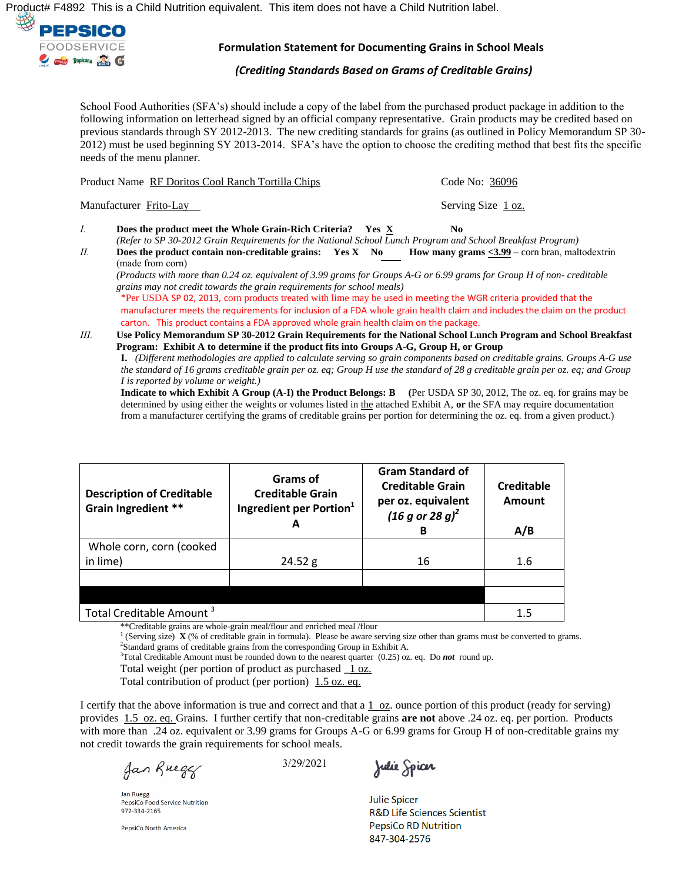Product# F4892 This is a Child Nutrition equivalent. This item does not have a Child Nutrition label.

PEPSICO FOODSERVICE

## Formulation Statement for Documenting Grains in School Meals

### *(Crediting Standards Based on Grams of Creditable Grains)*

School Food Authorities (SFA's) should include a copy of the label from the purchased product package in addition to the following information on letterhead signed by an official company representative. Grain products may be credited based on previous standards through SY 2012-2013. The new crediting standards for grains (as outlined in Policy Memorandum SP 30-2012) must be used beginning SY 2013-2014. SFA's have the option to choose the crediting method that best fits the specific needs of the menu planner.

Product Name RF Doritos Cool Ranch Tortilla Chips — Code No: 36096

Manufacturer Frito-Lay — Serving Size 1 oz.

*I.* **Does the product meet the Whole Grain-Rich Criteria? Yes X No**
*(Refer to SP 30-2012 Grain Requirements for the National School Lunch Program and School Breakfast Program)*

*II.* **Does the product contain non-creditable grains: Yes X No ____ How many grams <3.99** – corn bran, maltodextrin (made from corn)
*(Products with more than 0.24 oz. equivalent of 3.99 grams for Groups A-G or 6.99 grams for Group H of non- creditable grains may not credit towards the grain requirements for school meals)*
*Per USDA SP 02, 2013, corn products treated with lime may be used in meeting the WGR criteria provided that the manufacturer meets the requirements for inclusion of a FDA whole grain health claim and includes the claim on the product carton. This product contains a FDA approved whole grain health claim on the package.

*III.* **Use Policy Memorandum SP 30-2012 Grain Requirements for the National School Lunch Program and School Breakfast Program: Exhibit A to determine if the product fits into Groups A-G, Group H, or Group**
**I.** *(Different methodologies are applied to calculate serving so grain components based on creditable grains. Groups A-G use the standard of 16 grams creditable grain per oz. eq; Group H use the standard of 28 g creditable grain per oz. eq; and Group I is reported by volume or weight.)*
**Indicate to which Exhibit A Group (A-I) the Product Belongs: B** (Per USDA SP 30, 2012, The oz. eq. for grains may be determined by using either the weights or volumes listed in the attached Exhibit A, **or** the SFA may require documentation from a manufacturer certifying the grams of creditable grains per portion for determining the oz. eq. from a given product.)

| Description of Creditable Grain Ingredient ** | Grams of Creditable Grain Ingredient per Portion[1] A | Gram Standard of Creditable Grain per oz. equivalent *(16 g or 28 g)*[2] B | Creditable Amount A/B |
|---|---|---|---|
| Whole corn, corn (cooked in lime) | 24.52 g | 16 | 1.6 |
| | | | |
| | | | |
| Total Creditable Amount [3] | | | 1.5 |

**Creditable grains are whole-grain meal/flour and enriched meal /flour
[1] (Serving size) **X** (% of creditable grain in formula). Please be aware serving size other than grams must be converted to grams.
[2] Standard grams of creditable grains from the corresponding Group in Exhibit A.
[3] Total Creditable Amount must be rounded down to the nearest quarter (0.25) oz. eq. Do ***not*** round up.

Total weight (per portion of product as purchased 1 oz.
Total contribution of product (per portion) 1.5 oz. eq.

I certify that the above information is true and correct and that a 1 oz. ounce portion of this product (ready for serving) provides 1.5 oz. eq. Grains. I further certify that non-creditable grains **are not** above .24 oz. eq. per portion. Products with more than .24 oz. equivalent or 3.99 grams for Groups A-G or 6.99 grams for Group H of non-creditable grains my not credit towards the grain requirements for school meals.

Jan Ruegg
PepsiCo Food Service Nutrition
972-334-2165

PepsiCo North America

3/29/2021

Julie Spicer
R&D Life Sciences Scientist
PepsiCo RD Nutrition
847-304-2576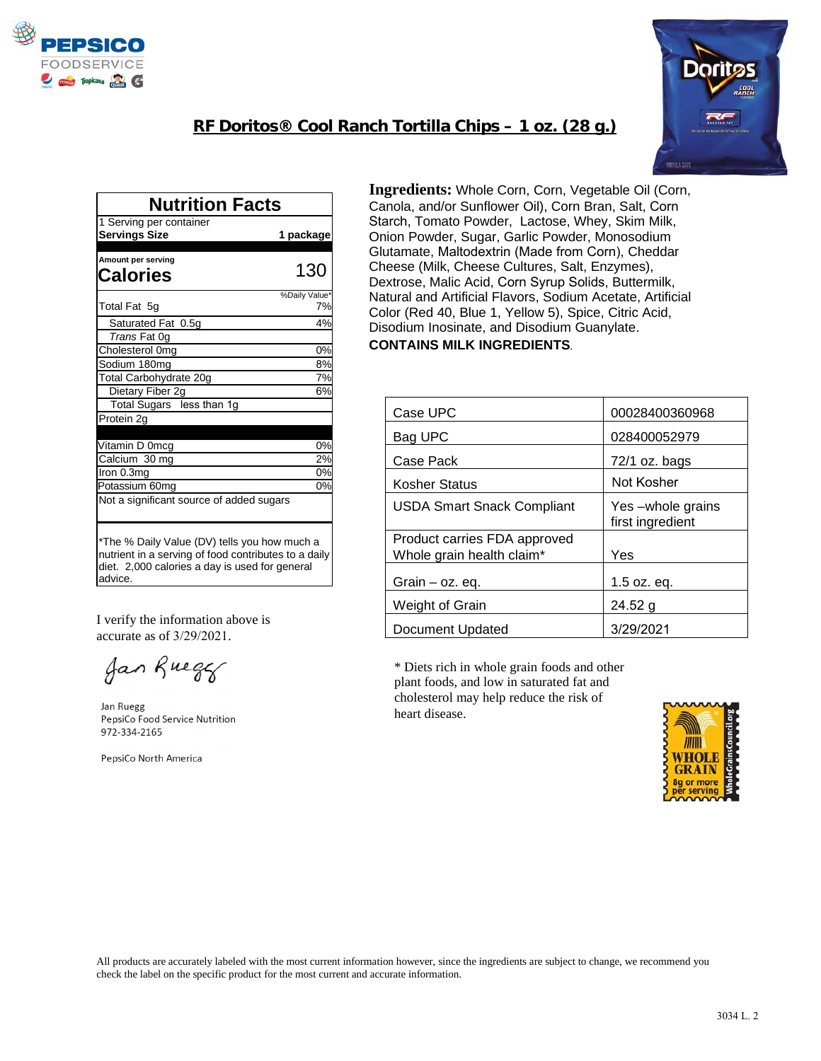# RF Doritos® Cool Ranch Tortilla Chips – 1 oz. (28 g.)

## Nutrition Facts

| 1 Serving per container | |
|---|---|
| **Servings Size** | **1 package** |
| Amount per serving | |
| **Calories** | **130** |
| | %Daily Value* |
| Total Fat 5g | 7% |
| Saturated Fat 0.5g | 4% |
| *Trans* Fat 0g | |
| Cholesterol 0mg | 0% |
| Sodium 180mg | 8% |
| Total Carbohydrate 20g | 7% |
| Dietary Fiber 2g | 6% |
| Total Sugars less than 1g | |
| Protein 2g | |
| Vitamin D 0mcg | 0% |
| Calcium 30 mg | 2% |
| Iron 0.3mg | 0% |
| Potassium 60mg | 0% |
| Not a significant source of added sugars | |

*The % Daily Value (DV) tells you how much a nutrient in a serving of food contributes to a daily diet. 2,000 calories a day is used for general advice.

**Ingredients:** Whole Corn, Corn, Vegetable Oil (Corn, Canola, and/or Sunflower Oil), Corn Bran, Salt, Corn Starch, Tomato Powder, Lactose, Whey, Skim Milk, Onion Powder, Sugar, Garlic Powder, Monosodium Glutamate, Maltodextrin (Made from Corn), Cheddar Cheese (Milk, Cheese Cultures, Salt, Enzymes), Dextrose, Malic Acid, Corn Syrup Solids, Buttermilk, Natural and Artificial Flavors, Sodium Acetate, Artificial Color (Red 40, Blue 1, Yellow 5), Spice, Citric Acid, Disodium Inosinate, and Disodium Guanylate.

**CONTAINS MILK INGREDIENTS**.

| | |
|---|---|
| Case UPC | 00028400360968 |
| Bag UPC | 028400052979 |
| Case Pack | 72/1 oz. bags |
| Kosher Status | Not Kosher |
| USDA Smart Snack Compliant | Yes –whole grains first ingredient |
| Product carries FDA approved Whole grain health claim* | Yes |
| Grain – oz. eq. | 1.5 oz. eq. |
| Weight of Grain | 24.52 g |
| Document Updated | 3/29/2021 |

* Diets rich in whole grain foods and other plant foods, and low in saturated fat and cholesterol may help reduce the risk of heart disease.

WHOLE GRAIN 8g or more per serving — WholeGrainsCouncil.org

I verify the information above is accurate as of 3/29/2021.

Jan Ruegg
PepsiCo Food Service Nutrition
972-334-2165

PepsiCo North America

All products are accurately labeled with the most current information however, since the ingredients are subject to change, we recommend you check the label on the specific product for the most current and accurate information.

3034 L. 2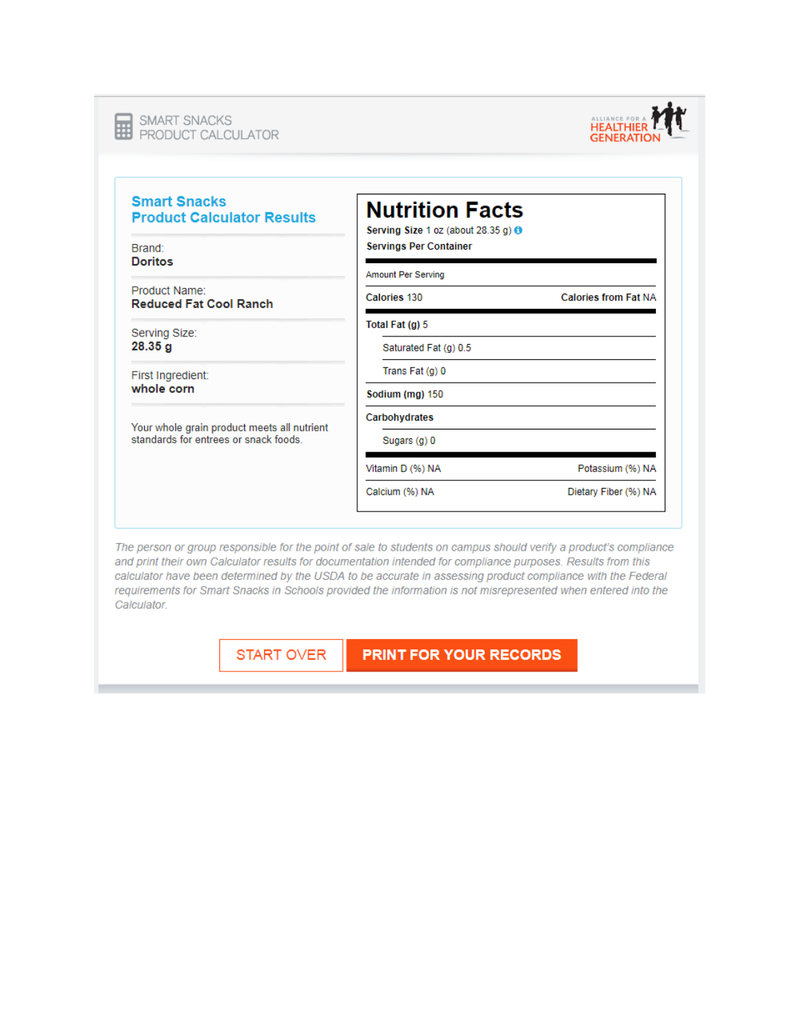SMART SNACKS
PRODUCT CALCULATOR

ALLIANCE FOR A HEALTHIER GENERATION

## Smart Snacks Product Calculator Results

Brand:
**Doritos**

Product Name:
**Reduced Fat Cool Ranch**

Serving Size:
**28.35 g**

First Ingredient:
**whole corn**

Your whole grain product meets all nutrient standards for entrees or snack foods.

## Nutrition Facts

**Serving Size** 1 oz (about 28.35 g)

**Servings Per Container**

Amount Per Serving

| | |
|---|---|
| **Calories** 130 | **Calories from Fat** NA |
| **Total Fat (g)** 5 | |
| Saturated Fat (g) 0.5 | |
| Trans Fat (g) 0 | |
| **Sodium (mg)** 150 | |
| **Carbohydrates** | |
| Sugars (g) 0 | |
| Vitamin D (%) NA | Potassium (%) NA |
| Calcium (%) NA | Dietary Fiber (%) NA |

*The person or group responsible for the point of sale to students on campus should verify a product's compliance and print their own Calculator results for documentation intended for compliance purposes. Results from this calculator have been determined by the USDA to be accurate in assessing product compliance with the Federal requirements for Smart Snacks in Schools provided the information is not misrepresented when entered into the Calculator.*

START OVER | PRINT FOR YOUR RECORDS